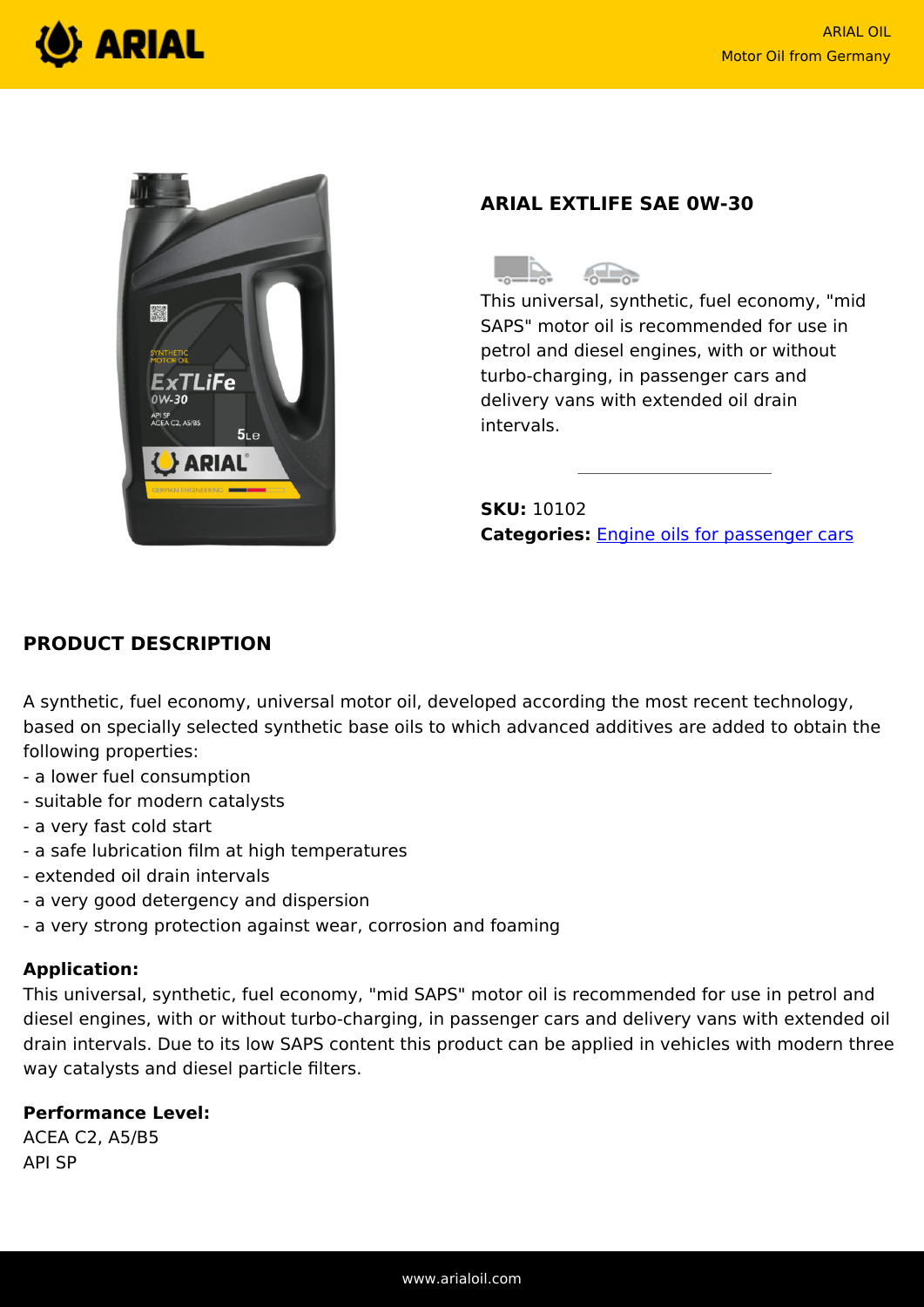## ARIAL EXTLIFE SAE 0W-30

This universal, synthetic, fuel economy, "mid SAPS" motor oil is recommended for use in petrol and diesel engines, with or without turbo-charging, in passenger cars and delivery vans with extended oil drain intervals.

**SKU:** 10102
**Categories:** Engine oils for passenger cars

## PRODUCT DESCRIPTION

A synthetic, fuel economy, universal motor oil, developed according the most recent technology, based on specially selected synthetic base oils to which advanced additives are added to obtain the following properties:
- a lower fuel consumption
- suitable for modern catalysts
- a very fast cold start
- a safe lubrication film at high temperatures
- extended oil drain intervals
- a very good detergency and dispersion
- a very strong protection against wear, corrosion and foaming

**Application:**
This universal, synthetic, fuel economy, "mid SAPS" motor oil is recommended for use in petrol and diesel engines, with or without turbo-charging, in passenger cars and delivery vans with extended oil drain intervals. Due to its low SAPS content this product can be applied in vehicles with modern three way catalysts and diesel particle filters.

**Performance Level:**
ACEA C2, A5/B5
API SP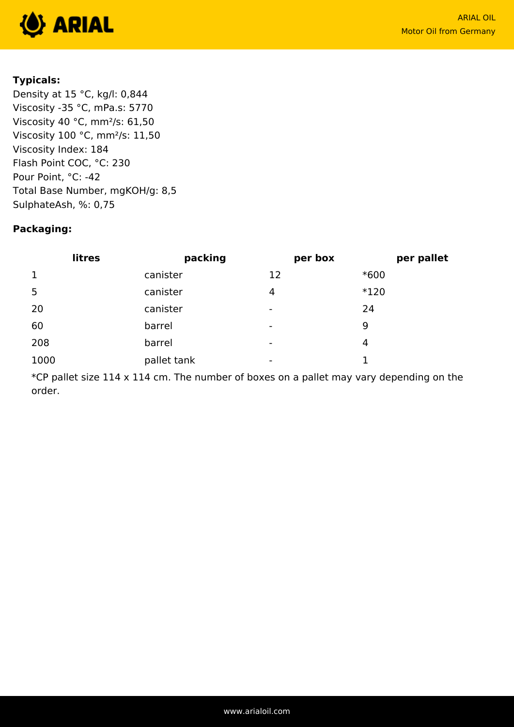**Typicals:**

Density at 15 °C, kg/l: 0,844
Viscosity -35 °C, mPa.s: 5770
Viscosity 40 °C, mm²/s: 61,50
Viscosity 100 °C, mm²/s: 11,50
Viscosity Index: 184
Flash Point COC, °C: 230
Pour Point, °C: -42
Total Base Number, mgKOH/g: 8,5
SulphateAsh, %: 0,75

**Packaging:**

| litres | packing | per box | per pallet |
|---|---|---|---|
| 1 | canister | 12 | *600 |
| 5 | canister | 4 | *120 |
| 20 | canister | - | 24 |
| 60 | barrel | - | 9 |
| 208 | barrel | - | 4 |
| 1000 | pallet tank | - | 1 |

*CP pallet size 114 x 114 cm. The number of boxes on a pallet may vary depending on the order.